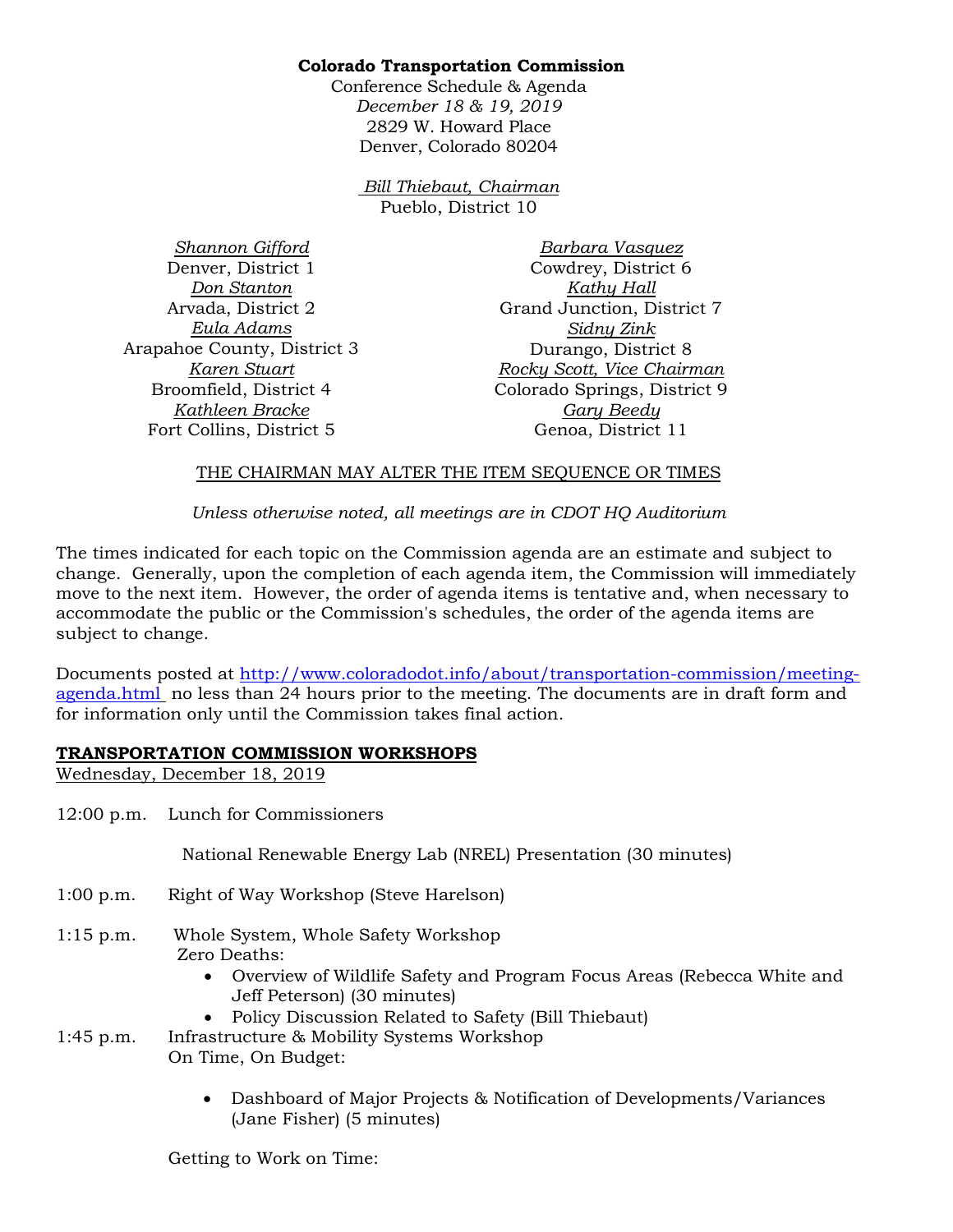**Colorado Transportation Commission**

Conference Schedule & Agenda
*December 18 & 19, 2019*
2829 W. Howard Place
Denver, Colorado 80204

*Bill Thiebaut, Chairman*
Pueblo, District 10

*Shannon Gifford*
Denver, District 1

*Don Stanton*
Arvada, District 2

*Eula Adams*
Arapahoe County, District 3

*Karen Stuart*
Broomfield, District 4

*Kathleen Bracke*
Fort Collins, District 5

*Barbara Vasquez*
Cowdrey, District 6

*Kathy Hall*
Grand Junction, District 7

*Sidny Zink*
Durango, District 8

*Rocky Scott, Vice Chairman*
Colorado Springs, District 9

*Gary Beedy*
Genoa, District 11

THE CHAIRMAN MAY ALTER THE ITEM SEQUENCE OR TIMES

*Unless otherwise noted, all meetings are in CDOT HQ Auditorium*

The times indicated for each topic on the Commission agenda are an estimate and subject to change. Generally, upon the completion of each agenda item, the Commission will immediately move to the next item. However, the order of agenda items is tentative and, when necessary to accommodate the public or the Commission's schedules, the order of the agenda items are subject to change.

Documents posted at http://www.coloradodot.info/about/transportation-commission/meeting-agenda.html no less than 24 hours prior to the meeting. The documents are in draft form and for information only until the Commission takes final action.

## TRANSPORTATION COMMISSION WORKSHOPS

Wednesday, December 18, 2019

12:00 p.m. Lunch for Commissioners

National Renewable Energy Lab (NREL) Presentation (30 minutes)

1:00 p.m. Right of Way Workshop (Steve Harelson)

1:15 p.m. Whole System, Whole Safety Workshop

Zero Deaths:

- Overview of Wildlife Safety and Program Focus Areas (Rebecca White and Jeff Peterson) (30 minutes)
- Policy Discussion Related to Safety (Bill Thiebaut)

1:45 p.m. Infrastructure & Mobility Systems Workshop

On Time, On Budget:

- Dashboard of Major Projects & Notification of Developments/Variances (Jane Fisher) (5 minutes)

Getting to Work on Time: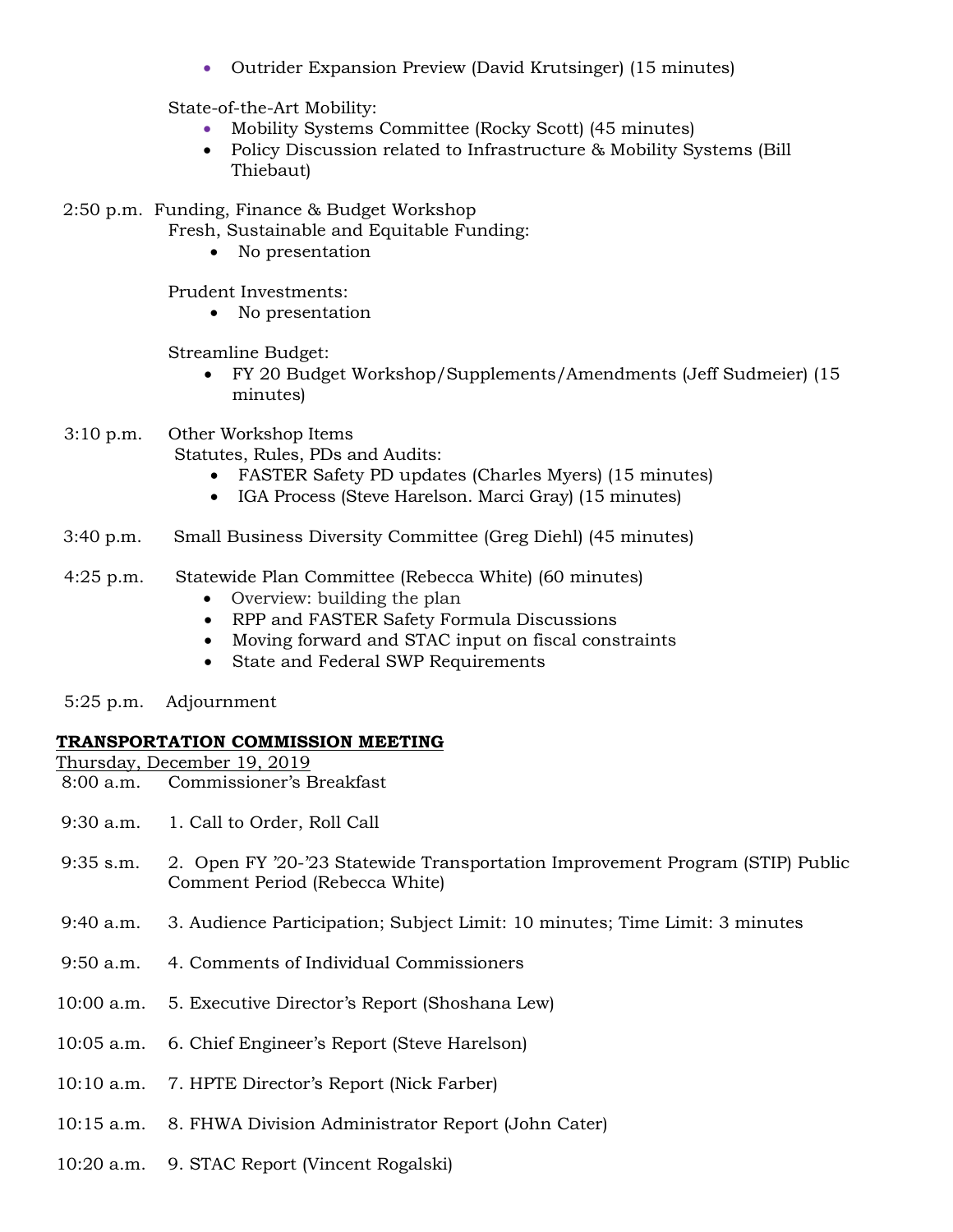- Outrider Expansion Preview (David Krutsinger) (15 minutes)

State-of-the-Art Mobility:

- Mobility Systems Committee (Rocky Scott) (45 minutes)
- Policy Discussion related to Infrastructure & Mobility Systems (Bill Thiebaut)

2:50 p.m. Funding, Finance & Budget Workshop

Fresh, Sustainable and Equitable Funding:

- No presentation

Prudent Investments:

- No presentation

Streamline Budget:

- FY 20 Budget Workshop/Supplements/Amendments (Jeff Sudmeier) (15 minutes)

3:10 p.m. Other Workshop Items

Statutes, Rules, PDs and Audits:

- FASTER Safety PD updates (Charles Myers) (15 minutes)
- IGA Process (Steve Harelson. Marci Gray) (15 minutes)

3:40 p.m. Small Business Diversity Committee (Greg Diehl) (45 minutes)

4:25 p.m. Statewide Plan Committee (Rebecca White) (60 minutes)

- Overview: building the plan
- RPP and FASTER Safety Formula Discussions
- Moving forward and STAC input on fiscal constraints
- State and Federal SWP Requirements

5:25 p.m. Adjournment

**TRANSPORTATION COMMISSION MEETING**

Thursday, December 19, 2019

8:00 a.m. Commissioner's Breakfast

9:30 a.m. 1. Call to Order, Roll Call

9:35 s.m. 2. Open FY '20-'23 Statewide Transportation Improvement Program (STIP) Public Comment Period (Rebecca White)

9:40 a.m. 3. Audience Participation; Subject Limit: 10 minutes; Time Limit: 3 minutes

9:50 a.m. 4. Comments of Individual Commissioners

10:00 a.m. 5. Executive Director's Report (Shoshana Lew)

10:05 a.m. 6. Chief Engineer's Report (Steve Harelson)

10:10 a.m. 7. HPTE Director's Report (Nick Farber)

10:15 a.m. 8. FHWA Division Administrator Report (John Cater)

10:20 a.m. 9. STAC Report (Vincent Rogalski)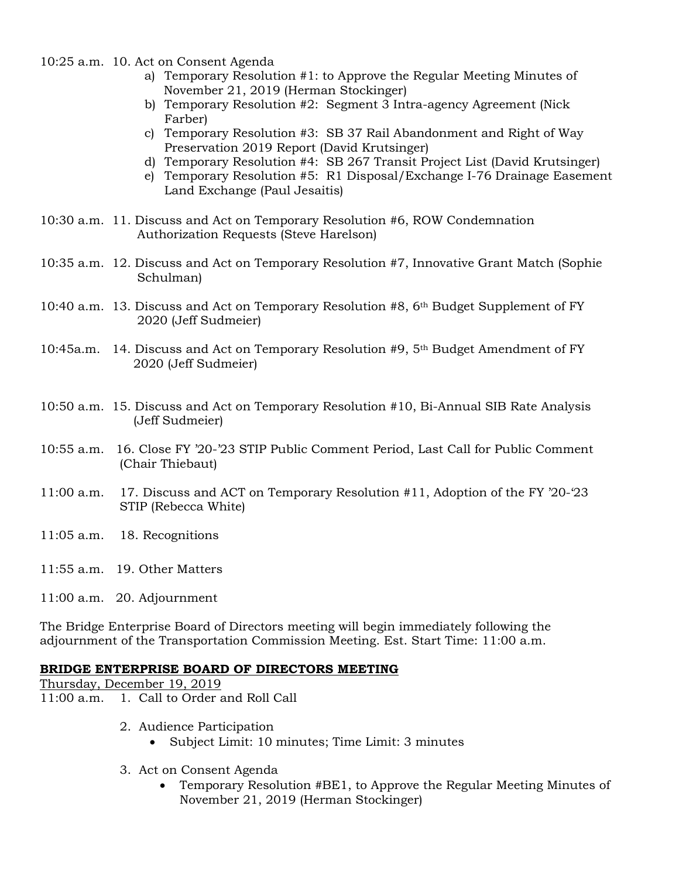10:25 a.m. 10. Act on Consent Agenda

a) Temporary Resolution #1: to Approve the Regular Meeting Minutes of November 21, 2019 (Herman Stockinger)
b) Temporary Resolution #2: Segment 3 Intra-agency Agreement (Nick Farber)
c) Temporary Resolution #3: SB 37 Rail Abandonment and Right of Way Preservation 2019 Report (David Krutsinger)
d) Temporary Resolution #4: SB 267 Transit Project List (David Krutsinger)
e) Temporary Resolution #5: R1 Disposal/Exchange I-76 Drainage Easement Land Exchange (Paul Jesaitis)

10:30 a.m. 11. Discuss and Act on Temporary Resolution #6, ROW Condemnation Authorization Requests (Steve Harelson)

10:35 a.m. 12. Discuss and Act on Temporary Resolution #7, Innovative Grant Match (Sophie Schulman)

10:40 a.m. 13. Discuss and Act on Temporary Resolution #8, 6th Budget Supplement of FY 2020 (Jeff Sudmeier)

10:45a.m. 14. Discuss and Act on Temporary Resolution #9, 5th Budget Amendment of FY 2020 (Jeff Sudmeier)

10:50 a.m. 15. Discuss and Act on Temporary Resolution #10, Bi-Annual SIB Rate Analysis (Jeff Sudmeier)

10:55 a.m. 16. Close FY '20-'23 STIP Public Comment Period, Last Call for Public Comment (Chair Thiebaut)

11:00 a.m. 17. Discuss and ACT on Temporary Resolution #11, Adoption of the FY '20-'23 STIP (Rebecca White)

11:05 a.m. 18. Recognitions

11:55 a.m. 19. Other Matters

11:00 a.m. 20. Adjournment

The Bridge Enterprise Board of Directors meeting will begin immediately following the adjournment of the Transportation Commission Meeting. Est. Start Time: 11:00 a.m.

**BRIDGE ENTERPRISE BOARD OF DIRECTORS MEETING**

Thursday, December 19, 2019

11:00 a.m. 1. Call to Order and Roll Call

2. Audience Participation
   - Subject Limit: 10 minutes; Time Limit: 3 minutes

3. Act on Consent Agenda
   - Temporary Resolution #BE1, to Approve the Regular Meeting Minutes of November 21, 2019 (Herman Stockinger)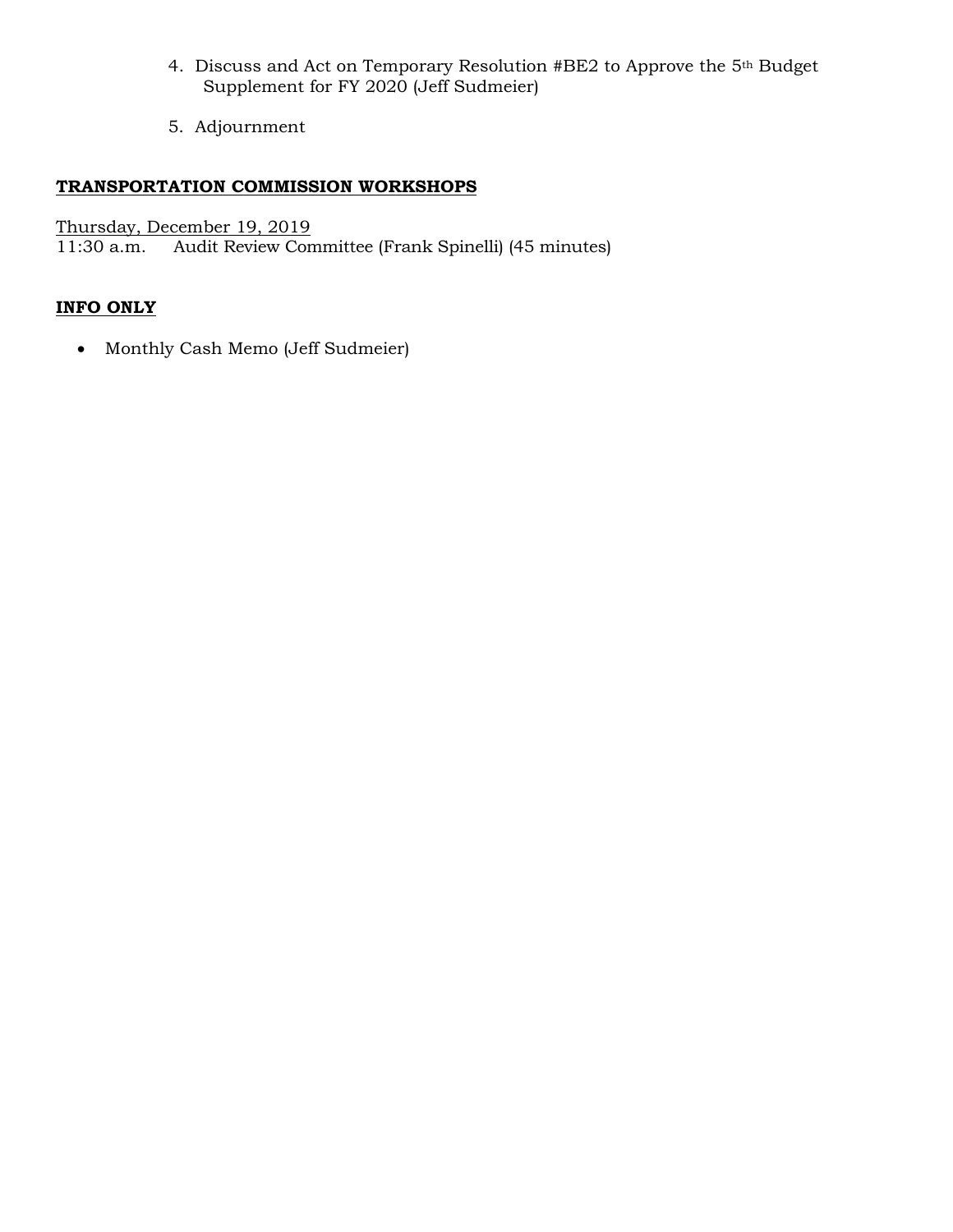4. Discuss and Act on Temporary Resolution #BE2 to Approve the 5th Budget Supplement for FY 2020 (Jeff Sudmeier)

5. Adjournment

**TRANSPORTATION COMMISSION WORKSHOPS**

Thursday, December 19, 2019
11:30 a.m. Audit Review Committee (Frank Spinelli) (45 minutes)

**INFO ONLY**

- Monthly Cash Memo (Jeff Sudmeier)